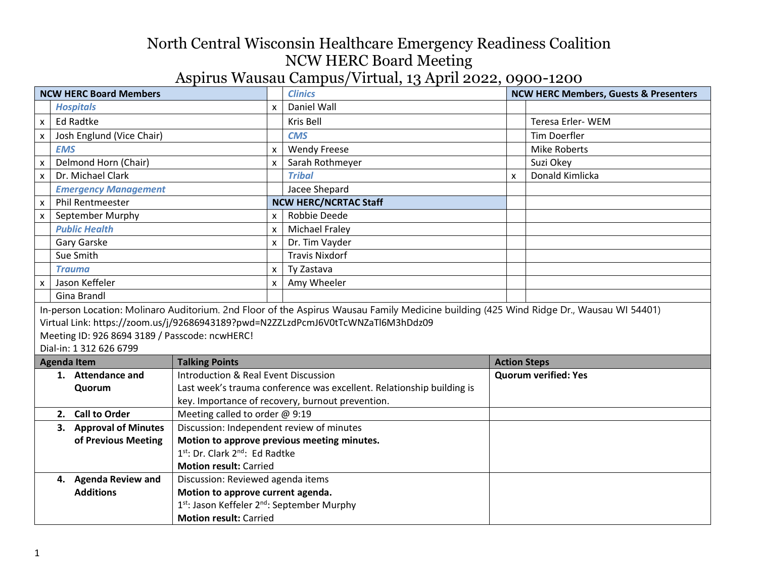# North Central Wisconsin Healthcare Emergency Readiness Coalition
## NCW HERC Board Meeting
### Aspirus Wausau Campus/Virtual, 13 April 2022, 0900-1200

| | NCW HERC Board Members | | Clinics | | NCW HERC Members, Guests & Presenters |
|---|---|---|---|---|---|
| | ***Hospitals*** | x | Daniel Wall | | |
| x | Ed Radtke | | Kris Bell | | Teresa Erler- WEM |
| x | Josh Englund (Vice Chair) | | ***CMS*** | | Tim Doerfler |
| | ***EMS*** | x | Wendy Freese | | Mike Roberts |
| x | Delmond Horn (Chair) | x | Sarah Rothmeyer | | Suzi Okey |
| x | Dr. Michael Clark | | ***Tribal*** | x | Donald Kimlicka |
| | ***Emergency Management*** | | Jacee Shepard | | |
| x | Phil Rentmeester | | **NCW HERC/NCRTAC Staff** | | |
| x | September Murphy | x | Robbie Deede | | |
| | ***Public Health*** | x | Michael Fraley | | |
| | Gary Garske | x | Dr. Tim Vayder | | |
| | Sue Smith | | Travis Nixdorf | | |
| | ***Trauma*** | x | Ty Zastava | | |
| x | Jason Keffeler | x | Amy Wheeler | | |
| | Gina Brandl | | | | |

In-person Location: Molinaro Auditorium. 2nd Floor of the Aspirus Wausau Family Medicine building (425 Wind Ridge Dr., Wausau WI 54401)
Virtual Link: https://zoom.us/j/92686943189?pwd=N2ZZLzdPcmJ6V0tTcWNZaTl6M3hDdz09
Meeting ID: 926 8694 3189 / Passcode: ncwHERC!
Dial-in: 1 312 626 6799

| Agenda Item | Talking Points | Action Steps |
|---|---|---|
| **1. Attendance and Quorum** | Introduction & Real Event Discussion<br>Last week's trauma conference was excellent. Relationship building is key. Importance of recovery, burnout prevention. | **Quorum verified: Yes** |
| **2. Call to Order** | Meeting called to order @ 9:19 | |
| **3. Approval of Minutes of Previous Meeting** | Discussion: Independent review of minutes<br>**Motion to approve previous meeting minutes.**<br>1st: Dr. Clark 2nd: Ed Radtke<br>**Motion result:** Carried | |
| **4. Agenda Review and Additions** | Discussion: Reviewed agenda items<br>**Motion to approve current agenda.**<br>1st: Jason Keffeler 2nd: September Murphy<br>**Motion result:** Carried | |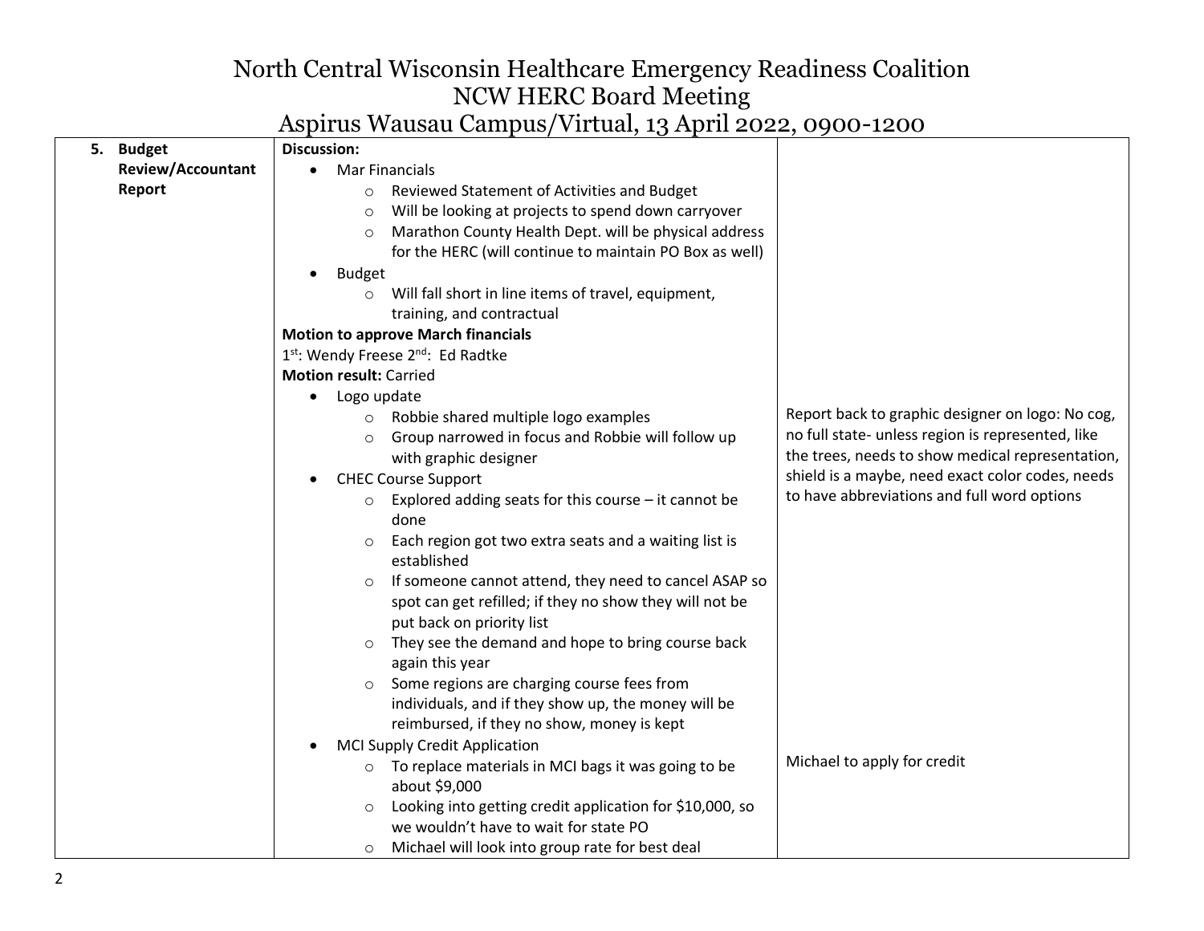# North Central Wisconsin Healthcare Emergency Readiness Coalition
## NCW HERC Board Meeting
### Aspirus Wausau Campus/Virtual, 13 April 2022, 0900-1200

| | | |
|---|---|---|
| 5. **Budget Review/Accountant Report** | **Discussion:**<br>• Mar Financials<br>  ○ Reviewed Statement of Activities and Budget<br>  ○ Will be looking at projects to spend down carryover<br>  ○ Marathon County Health Dept. will be physical address for the HERC (will continue to maintain PO Box as well)<br>• Budget<br>  ○ Will fall short in line items of travel, equipment, training, and contractual<br>**Motion to approve March financials**<br>1st: Wendy Freese 2nd: Ed Radtke<br>**Motion result:** Carried<br>• Logo update<br>  ○ Robbie shared multiple logo examples<br>  ○ Group narrowed in focus and Robbie will follow up with graphic designer<br>• CHEC Course Support<br>  ○ Explored adding seats for this course – it cannot be done<br>  ○ Each region got two extra seats and a waiting list is established<br>  ○ If someone cannot attend, they need to cancel ASAP so spot can get refilled; if they no show they will not be put back on priority list<br>  ○ They see the demand and hope to bring course back again this year<br>  ○ Some regions are charging course fees from individuals, and if they show up, the money will be reimbursed, if they no show, money is kept<br>• MCI Supply Credit Application<br>  ○ To replace materials in MCI bags it was going to be about $9,000<br>  ○ Looking into getting credit application for $10,000, so we wouldn't have to wait for state PO<br>  ○ Michael will look into group rate for best deal | Report back to graphic designer on logo: No cog, no full state- unless region is represented, like the trees, needs to show medical representation, shield is a maybe, need exact color codes, needs to have abbreviations and full word options<br><br>Michael to apply for credit |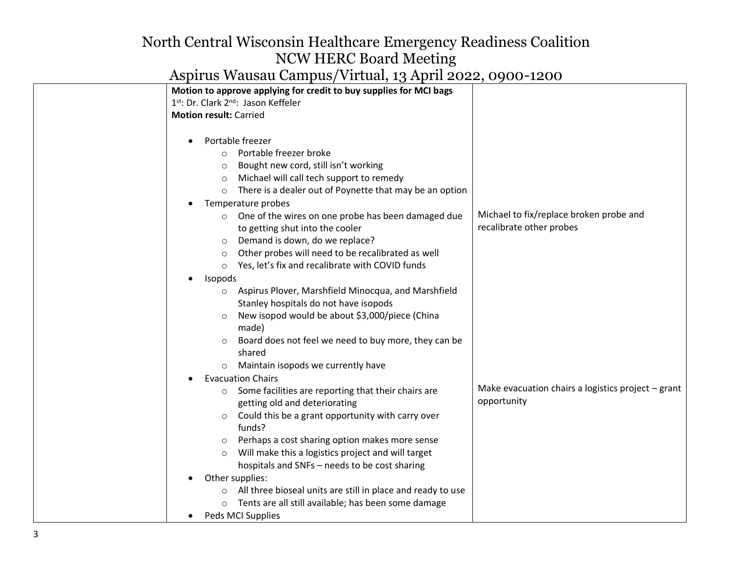# North Central Wisconsin Healthcare Emergency Readiness Coalition
## NCW HERC Board Meeting
## Aspirus Wausau Campus/Virtual, 13 April 2022, 0900-1200

| | | |
|---|---|---|
| | **Motion to approve applying for credit to buy supplies for MCI bags**<br>1st: Dr. Clark 2nd: Jason Keffeler<br>**Motion result:** Carried<br><br>- Portable freezer<br>  - Portable freezer broke<br>  - Bought new cord, still isn't working<br>  - Michael will call tech support to remedy<br>  - There is a dealer out of Poynette that may be an option<br>- Temperature probes<br>  - One of the wires on one probe has been damaged due to getting shut into the cooler<br>  - Demand is down, do we replace?<br>  - Other probes will need to be recalibrated as well<br>  - Yes, let's fix and recalibrate with COVID funds<br>- Isopods<br>  - Aspirus Plover, Marshfield Minocqua, and Marshfield Stanley hospitals do not have isopods<br>  - New isopod would be about $3,000/piece (China made)<br>  - Board does not feel we need to buy more, they can be shared<br>  - Maintain isopods we currently have<br>- Evacuation Chairs<br>  - Some facilities are reporting that their chairs are getting old and deteriorating<br>  - Could this be a grant opportunity with carry over funds?<br>  - Perhaps a cost sharing option makes more sense<br>  - Will make this a logistics project and will target hospitals and SNFs – needs to be cost sharing<br>- Other supplies:<br>  - All three bioseal units are still in place and ready to use<br>  - Tents are all still available; has been some damage<br>- Peds MCI Supplies | Michael to fix/replace broken probe and recalibrate other probes<br><br>Make evacuation chairs a logistics project – grant opportunity |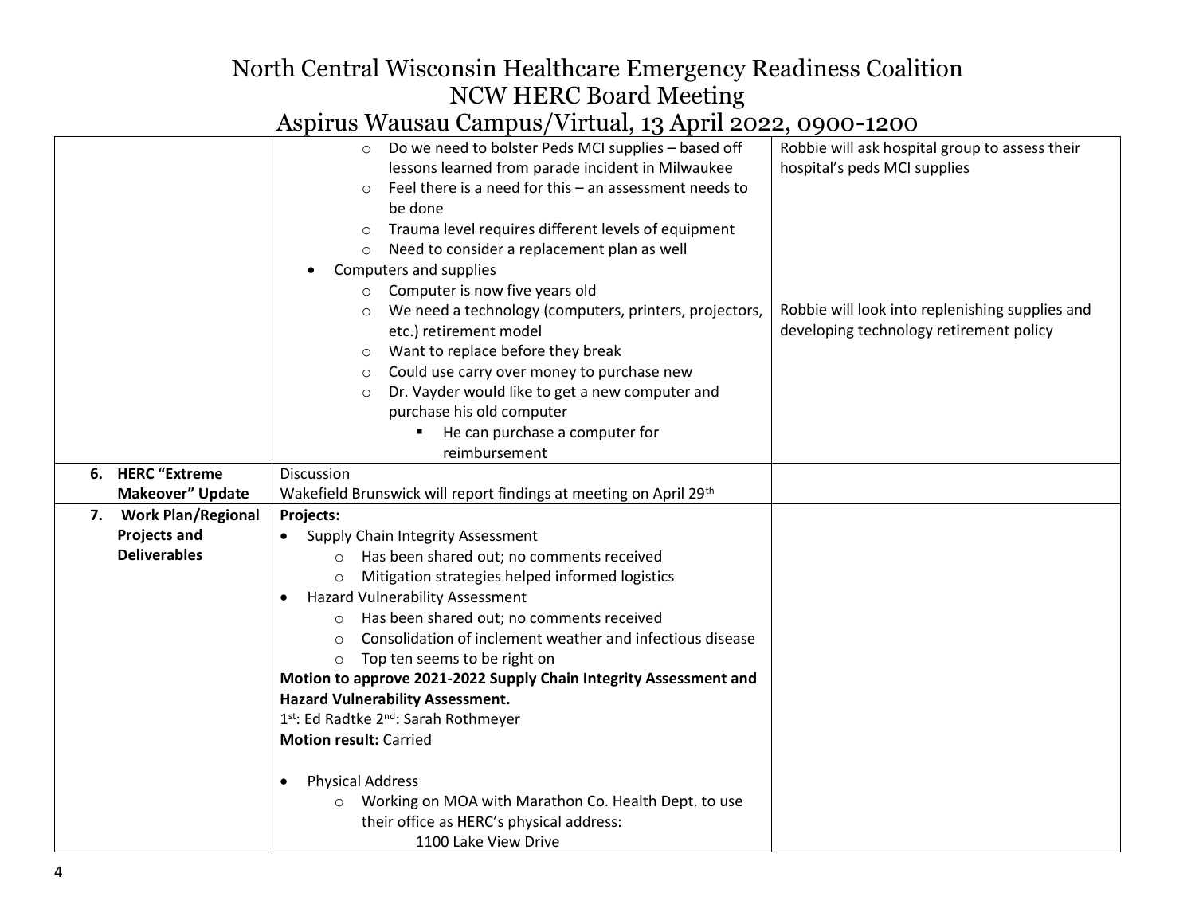# North Central Wisconsin Healthcare Emergency Readiness Coalition
## NCW HERC Board Meeting
### Aspirus Wausau Campus/Virtual, 13 April 2022, 0900-1200

| | | |
|---|---|---|
| | ◦ Do we need to bolster Peds MCI supplies – based off lessons learned from parade incident in Milwaukee<br>◦ Feel there is a need for this – an assessment needs to be done<br>◦ Trauma level requires different levels of equipment<br>◦ Need to consider a replacement plan as well<br>• Computers and supplies<br>◦ Computer is now five years old<br>◦ We need a technology (computers, printers, projectors, etc.) retirement model<br>◦ Want to replace before they break<br>◦ Could use carry over money to purchase new<br>◦ Dr. Vayder would like to get a new computer and purchase his old computer<br>▪ He can purchase a computer for reimbursement | Robbie will ask hospital group to assess their hospital's peds MCI supplies<br><br>Robbie will look into replenishing supplies and developing technology retirement policy |
| **6. HERC "Extreme Makeover" Update** | Discussion<br>Wakefield Brunswick will report findings at meeting on April 29th | |
| **7. Work Plan/Regional Projects and Deliverables** | **Projects:**<br>• Supply Chain Integrity Assessment<br>◦ Has been shared out; no comments received<br>◦ Mitigation strategies helped informed logistics<br>• Hazard Vulnerability Assessment<br>◦ Has been shared out; no comments received<br>◦ Consolidation of inclement weather and infectious disease<br>◦ Top ten seems to be right on<br>**Motion to approve 2021-2022 Supply Chain Integrity Assessment and Hazard Vulnerability Assessment.**<br>1st: Ed Radtke 2nd: Sarah Rothmeyer<br>**Motion result:** Carried<br><br>• Physical Address<br>◦ Working on MOA with Marathon Co. Health Dept. to use their office as HERC's physical address:<br>1100 Lake View Drive | |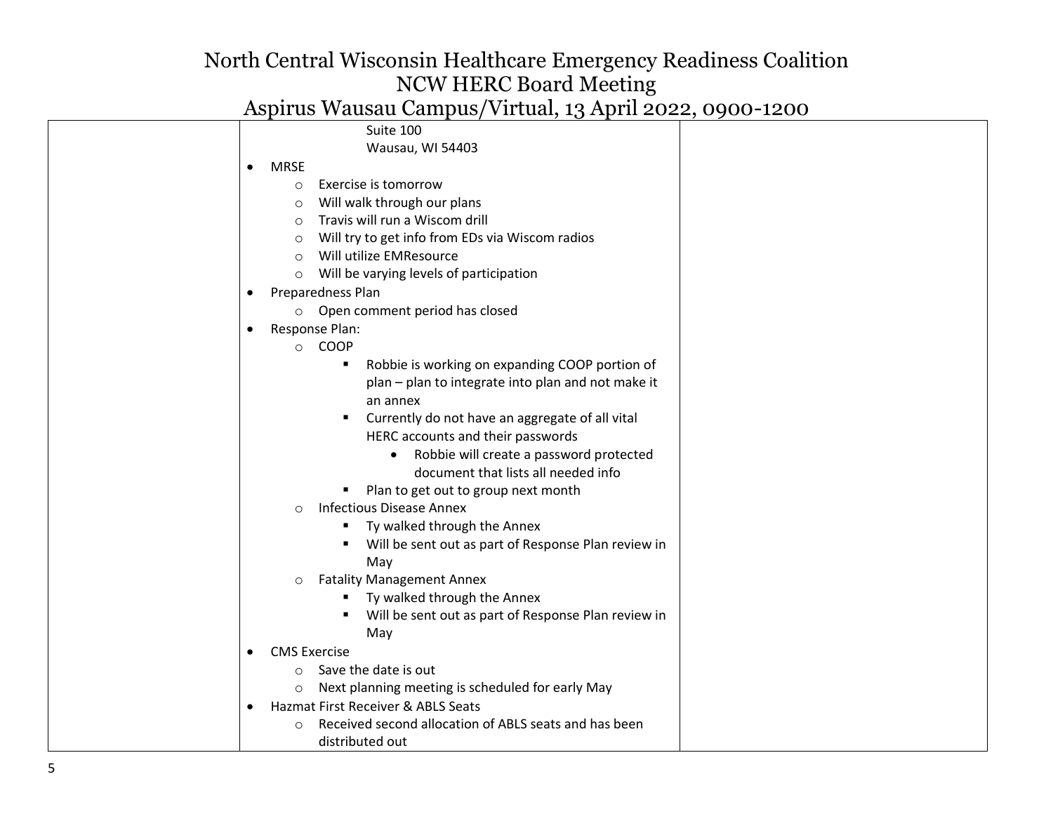| | | |
|---|---|---|
| | Suite 100<br>Wausau, WI 54403<br>• MRSE<br>  ○ Exercise is tomorrow<br>  ○ Will walk through our plans<br>  ○ Travis will run a Wiscom drill<br>  ○ Will try to get info from EDs via Wiscom radios<br>  ○ Will utilize EMResource<br>  ○ Will be varying levels of participation<br>• Preparedness Plan<br>  ○ Open comment period has closed<br>• Response Plan:<br>  ○ COOP<br>    ▪ Robbie is working on expanding COOP portion of plan – plan to integrate into plan and not make it an annex<br>    ▪ Currently do not have an aggregate of all vital HERC accounts and their passwords<br>      • Robbie will create a password protected document that lists all needed info<br>    ▪ Plan to get out to group next month<br>  ○ Infectious Disease Annex<br>    ▪ Ty walked through the Annex<br>    ▪ Will be sent out as part of Response Plan review in May<br>  ○ Fatality Management Annex<br>    ▪ Ty walked through the Annex<br>    ▪ Will be sent out as part of Response Plan review in May<br>• CMS Exercise<br>  ○ Save the date is out<br>  ○ Next planning meeting is scheduled for early May<br>• Hazmat First Receiver & ABLS Seats<br>  ○ Received second allocation of ABLS seats and has been distributed out | |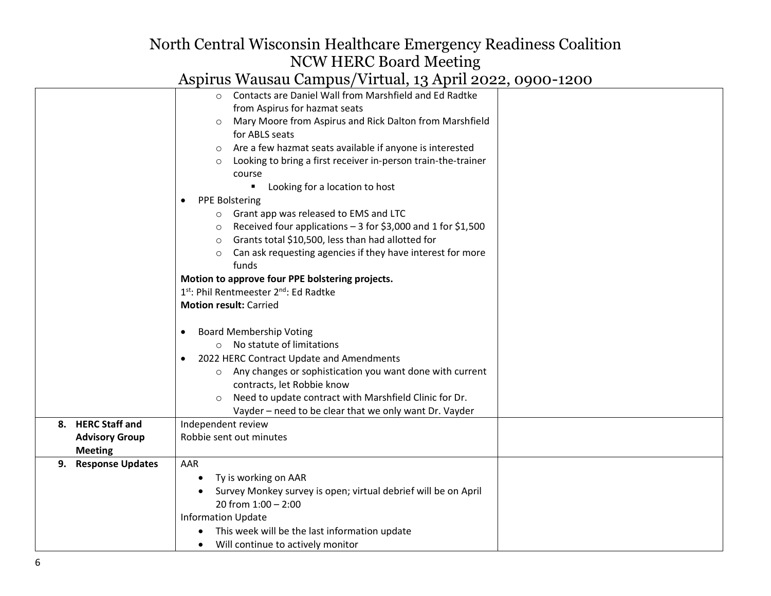| | | |
|---|---|---|
| | ○ Contacts are Daniel Wall from Marshfield and Ed Radtke from Aspirus for hazmat seats<br>○ Mary Moore from Aspirus and Rick Dalton from Marshfield for ABLS seats<br>○ Are a few hazmat seats available if anyone is interested<br>○ Looking to bring a first receiver in-person train-the-trainer course<br>&nbsp;&nbsp;&nbsp;&nbsp;▪ Looking for a location to host<br>• PPE Bolstering<br>○ Grant app was released to EMS and LTC<br>○ Received four applications – 3 for $3,000 and 1 for $1,500<br>○ Grants total $10,500, less than had allotted for<br>○ Can ask requesting agencies if they have interest for more funds<br>**Motion to approve four PPE bolstering projects.**<br>1st: Phil Rentmeester 2nd: Ed Radtke<br>**Motion result:** Carried<br><br>• Board Membership Voting<br>○ No statute of limitations<br>• 2022 HERC Contract Update and Amendments<br>○ Any changes or sophistication you want done with current contracts, let Robbie know<br>○ Need to update contract with Marshfield Clinic for Dr. Vayder – need to be clear that we only want Dr. Vayder | |
| **8. HERC Staff and Advisory Group Meeting** | Independent review<br>Robbie sent out minutes | |
| **9. Response Updates** | AAR<br>• Ty is working on AAR<br>• Survey Monkey survey is open; virtual debrief will be on April 20 from 1:00 – 2:00<br>Information Update<br>• This week will be the last information update<br>• Will continue to actively monitor | |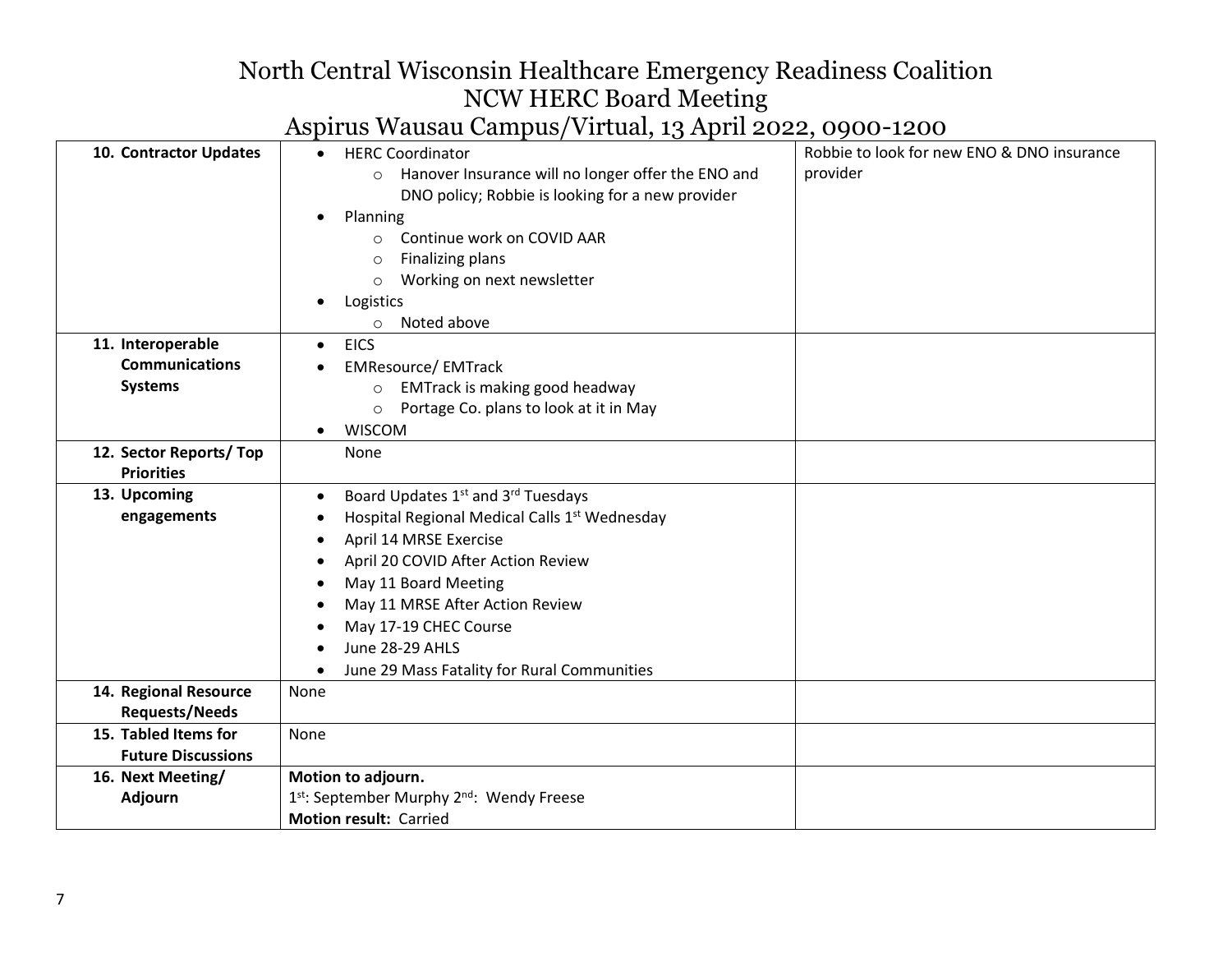# North Central Wisconsin Healthcare Emergency Readiness Coalition
## NCW HERC Board Meeting
## Aspirus Wausau Campus/Virtual, 13 April 2022, 0900-1200

| | | |
|---|---|---|
| **10. Contractor Updates** | • HERC Coordinator<br>  ○ Hanover Insurance will no longer offer the ENO and DNO policy; Robbie is looking for a new provider<br>• Planning<br>  ○ Continue work on COVID AAR<br>  ○ Finalizing plans<br>  ○ Working on next newsletter<br>• Logistics<br>  ○ Noted above | Robbie to look for new ENO & DNO insurance provider |
| **11. Interoperable Communications Systems** | • EICS<br>• EMResource/ EMTrack<br>  ○ EMTrack is making good headway<br>  ○ Portage Co. plans to look at it in May<br>• WISCOM | |
| **12. Sector Reports/ Top Priorities** | None | |
| **13. Upcoming engagements** | • Board Updates 1st and 3rd Tuesdays<br>• Hospital Regional Medical Calls 1st Wednesday<br>• April 14 MRSE Exercise<br>• April 20 COVID After Action Review<br>• May 11 Board Meeting<br>• May 11 MRSE After Action Review<br>• May 17-19 CHEC Course<br>• June 28-29 AHLS<br>• June 29 Mass Fatality for Rural Communities | |
| **14. Regional Resource Requests/Needs** | None | |
| **15. Tabled Items for Future Discussions** | None | |
| **16. Next Meeting/ Adjourn** | **Motion to adjourn.**<br>1st: September Murphy 2nd: Wendy Freese<br>**Motion result:** Carried | |